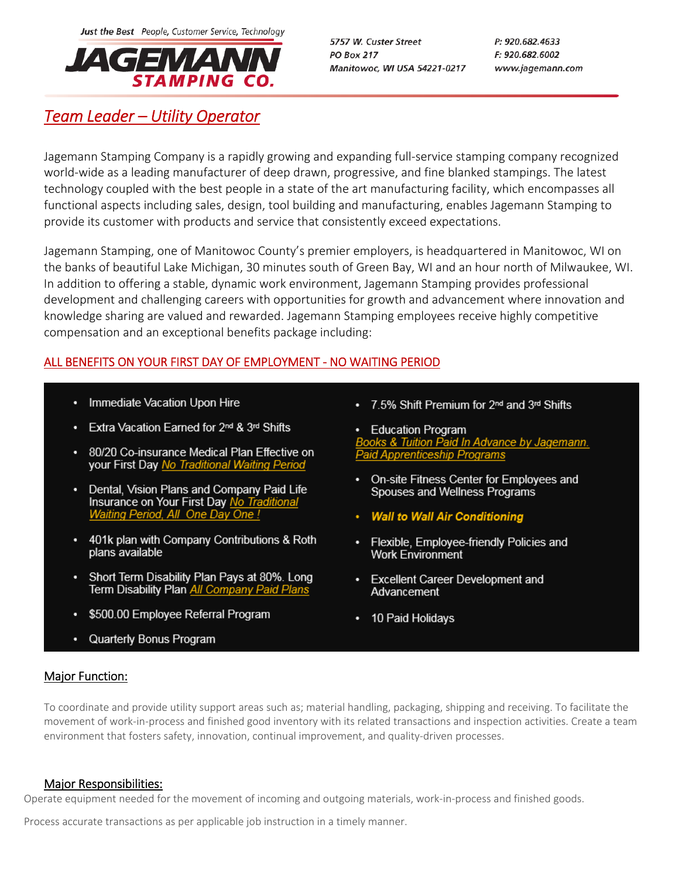Just the Best People, Customer Service, Technology

**JAGEMANN STAMPING CO.**

5757 W. Custer Street
PO Box 217
Manitowoc, WI USA 54221-0217

P: 920.682.4633
F: 920.682.6002
www.jagemann.com

# *Team Leader – Utility Operator*

Jagemann Stamping Company is a rapidly growing and expanding full-service stamping company recognized world-wide as a leading manufacturer of deep drawn, progressive, and fine blanked stampings. The latest technology coupled with the best people in a state of the art manufacturing facility, which encompasses all functional aspects including sales, design, tool building and manufacturing, enables Jagemann Stamping to provide its customer with products and service that consistently exceed expectations.

Jagemann Stamping, one of Manitowoc County's premier employers, is headquartered in Manitowoc, WI on the banks of beautiful Lake Michigan, 30 minutes south of Green Bay, WI and an hour north of Milwaukee, WI. In addition to offering a stable, dynamic work environment, Jagemann Stamping provides professional development and challenging careers with opportunities for growth and advancement where innovation and knowledge sharing are valued and rewarded. Jagemann Stamping employees receive highly competitive compensation and an exceptional benefits package including:

ALL BENEFITS ON YOUR FIRST DAY OF EMPLOYMENT - NO WAITING PERIOD

- Immediate Vacation Upon Hire
- Extra Vacation Earned for 2nd & 3rd Shifts
- 80/20 Co-insurance Medical Plan Effective on your First Day *No Traditional Waiting Period*
- Dental, Vision Plans and Company Paid Life Insurance on Your First Day *No Traditional Waiting Period, All One Day One !*
- 401k plan with Company Contributions & Roth plans available
- Short Term Disability Plan Pays at 80%. Long Term Disability Plan *All Company Paid Plans*
- $500.00 Employee Referral Program
- Quarterly Bonus Program
- 7.5% Shift Premium for 2nd and 3rd Shifts
- Education Program
  *Books & Tuition Paid In Advance by Jagemann.*
  *Paid Apprenticeship Programs*
- On-site Fitness Center for Employees and Spouses and Wellness Programs
- ***Wall to Wall Air Conditioning***
- Flexible, Employee-friendly Policies and Work Environment
- Excellent Career Development and Advancement
- 10 Paid Holidays

## Major Function:

To coordinate and provide utility support areas such as; material handling, packaging, shipping and receiving. To facilitate the movement of work-in-process and finished good inventory with its related transactions and inspection activities. Create a team environment that fosters safety, innovation, continual improvement, and quality-driven processes.

## Major Responsibilities:

Operate equipment needed for the movement of incoming and outgoing materials, work-in-process and finished goods.

Process accurate transactions as per applicable job instruction in a timely manner.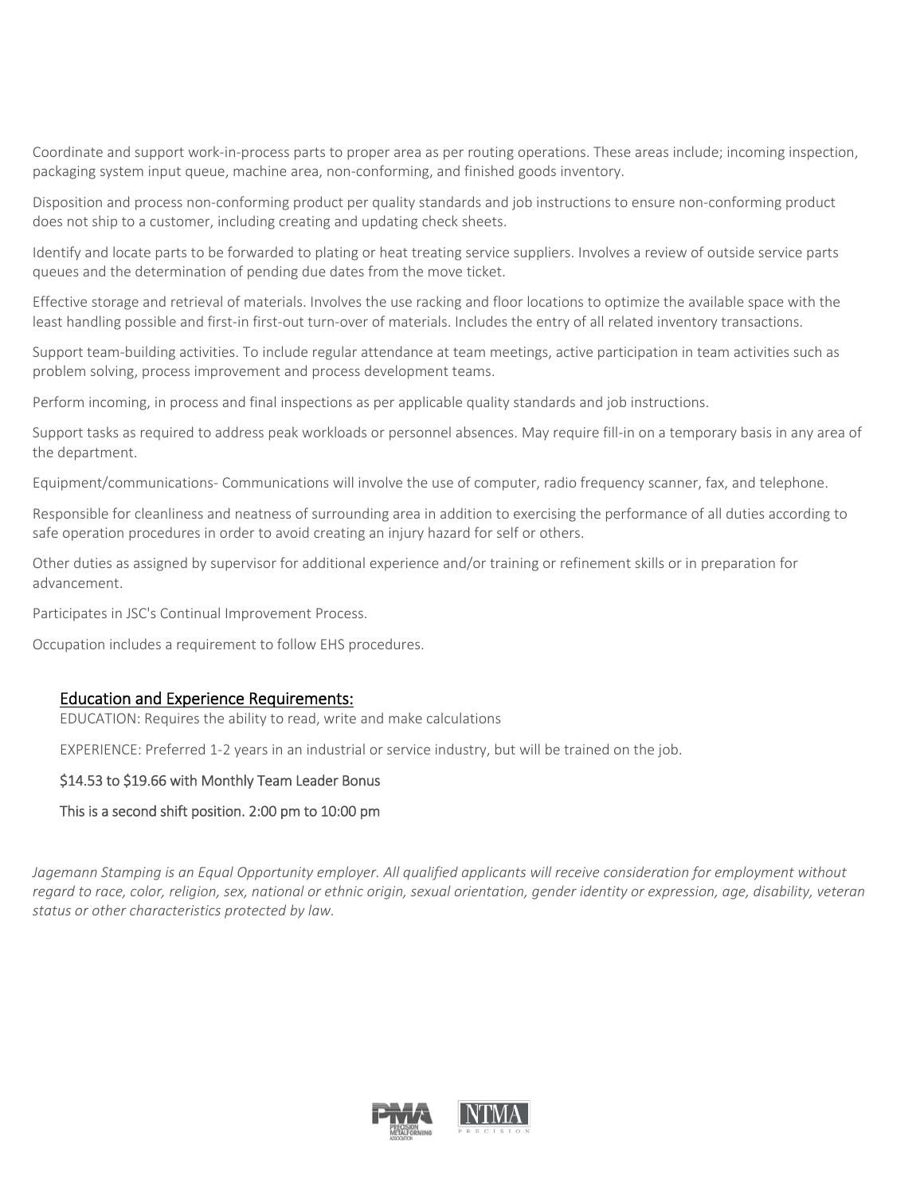Coordinate and support work-in-process parts to proper area as per routing operations. These areas include; incoming inspection, packaging system input queue, machine area, non-conforming, and finished goods inventory.

Disposition and process non-conforming product per quality standards and job instructions to ensure non-conforming product does not ship to a customer, including creating and updating check sheets.

Identify and locate parts to be forwarded to plating or heat treating service suppliers. Involves a review of outside service parts queues and the determination of pending due dates from the move ticket.

Effective storage and retrieval of materials. Involves the use racking and floor locations to optimize the available space with the least handling possible and first-in first-out turn-over of materials. Includes the entry of all related inventory transactions.

Support team-building activities. To include regular attendance at team meetings, active participation in team activities such as problem solving, process improvement and process development teams.

Perform incoming, in process and final inspections as per applicable quality standards and job instructions.

Support tasks as required to address peak workloads or personnel absences. May require fill-in on a temporary basis in any area of the department.

Equipment/communications- Communications will involve the use of computer, radio frequency scanner, fax, and telephone.

Responsible for cleanliness and neatness of surrounding area in addition to exercising the performance of all duties according to safe operation procedures in order to avoid creating an injury hazard for self or others.

Other duties as assigned by supervisor for additional experience and/or training or refinement skills or in preparation for advancement.

Participates in JSC's Continual Improvement Process.

Occupation includes a requirement to follow EHS procedures.

## Education and Experience Requirements:

EDUCATION: Requires the ability to read, write and make calculations

EXPERIENCE: Preferred 1-2 years in an industrial or service industry, but will be trained on the job.

$14.53 to $19.66 with Monthly Team Leader Bonus

This is a second shift position. 2:00 pm to 10:00 pm

*Jagemann Stamping is an Equal Opportunity employer. All qualified applicants will receive consideration for employment without regard to race, color, religion, sex, national or ethnic origin, sexual orientation, gender identity or expression, age, disability, veteran status or other characteristics protected by law.*